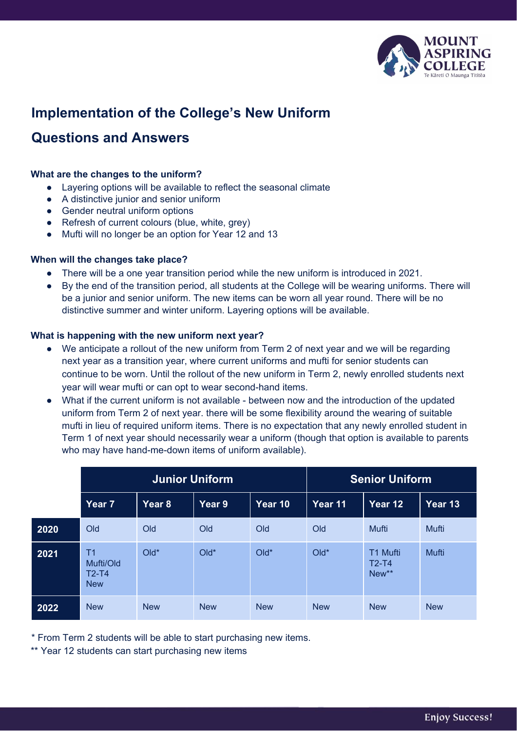# Implementation of the College's New Uniform

## Questions and Answers

**What are the changes to the uniform?**

- Layering options will be available to reflect the seasonal climate
- A distinctive junior and senior uniform
- Gender neutral uniform options
- Refresh of current colours (blue, white, grey)
- Mufti will no longer be an option for Year 12 and 13

**When will the changes take place?**

- There will be a one year transition period while the new uniform is introduced in 2021.
- By the end of the transition period, all students at the College will be wearing uniforms. There will be a junior and senior uniform. The new items can be worn all year round. There will be no distinctive summer and winter uniform. Layering options will be available.

**What is happening with the new uniform next year?**

- We anticipate a rollout of the new uniform from Term 2 of next year and we will be regarding next year as a transition year, where current uniforms and mufti for senior students can continue to be worn. Until the rollout of the new uniform in Term 2, newly enrolled students next year will wear mufti or can opt to wear second-hand items.
- What if the current uniform is not available - between now and the introduction of the updated uniform from Term 2 of next year. there will be some flexibility around the wearing of suitable mufti in lieu of required uniform items. There is no expectation that any newly enrolled student in Term 1 of next year should necessarily wear a uniform (though that option is available to parents who may have hand-me-down items of uniform available).

| | Junior Uniform | | | | Senior Uniform | | |
|---|---|---|---|---|---|---|---|
| | Year 7 | Year 8 | Year 9 | Year 10 | Year 11 | Year 12 | Year 13 |
| 2020 | Old | Old | Old | Old | Old | Mufti | Mufti |
| 2021 | T1 Mufti/Old T2-T4 New | Old* | Old* | Old* | Old* | T1 Mufti T2-T4 New** | Mufti |
| 2022 | New | New | New | New | New | New | New |

* From Term 2 students will be able to start purchasing new items.

** Year 12 students can start purchasing new items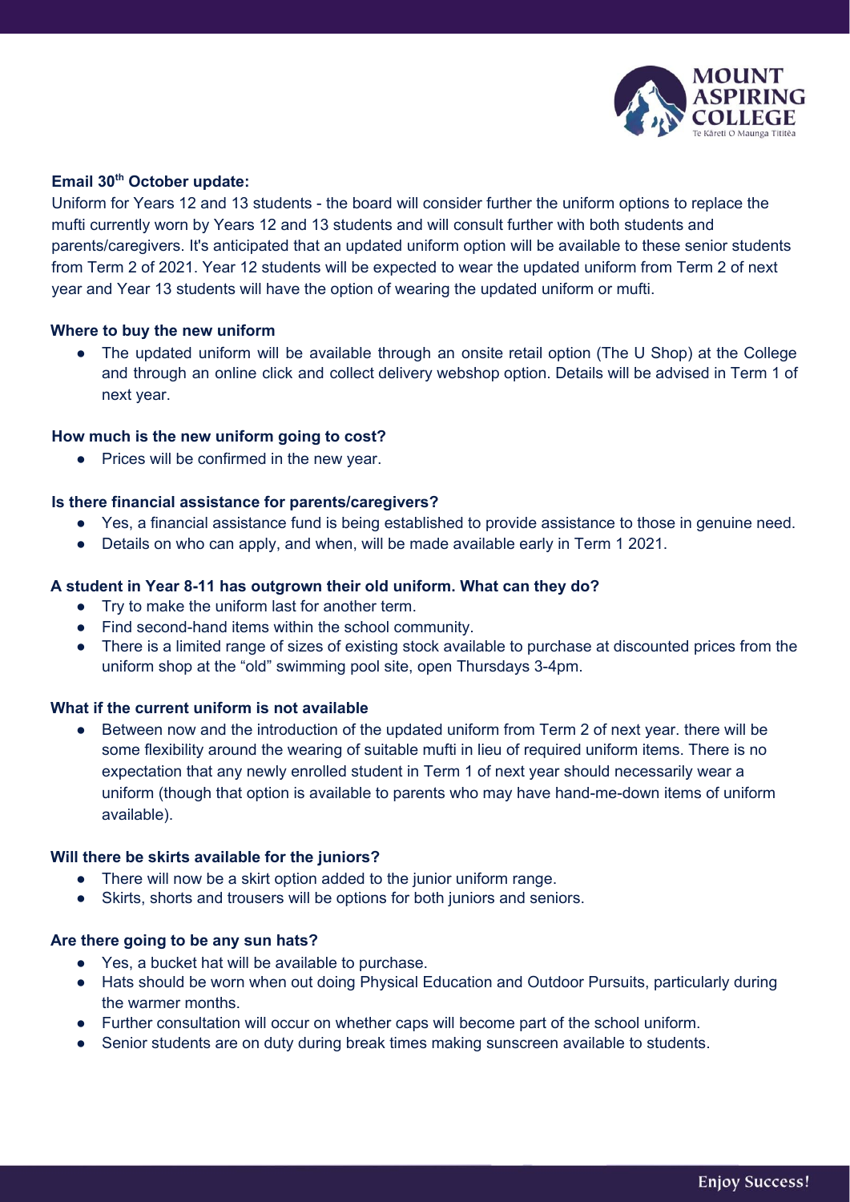**Email 30th October update:**

Uniform for Years 12 and 13 students - the board will consider further the uniform options to replace the mufti currently worn by Years 12 and 13 students and will consult further with both students and parents/caregivers. It's anticipated that an updated uniform option will be available to these senior students from Term 2 of 2021. Year 12 students will be expected to wear the updated uniform from Term 2 of next year and Year 13 students will have the option of wearing the updated uniform or mufti.

**Where to buy the new uniform**

- The updated uniform will be available through an onsite retail option (The U Shop) at the College and through an online click and collect delivery webshop option. Details will be advised in Term 1 of next year.

**How much is the new uniform going to cost?**

- Prices will be confirmed in the new year.

**Is there financial assistance for parents/caregivers?**

- Yes, a financial assistance fund is being established to provide assistance to those in genuine need.
- Details on who can apply, and when, will be made available early in Term 1 2021.

**A student in Year 8-11 has outgrown their old uniform. What can they do?**

- Try to make the uniform last for another term.
- Find second-hand items within the school community.
- There is a limited range of sizes of existing stock available to purchase at discounted prices from the uniform shop at the "old" swimming pool site, open Thursdays 3-4pm.

**What if the current uniform is not available**

- Between now and the introduction of the updated uniform from Term 2 of next year. there will be some flexibility around the wearing of suitable mufti in lieu of required uniform items. There is no expectation that any newly enrolled student in Term 1 of next year should necessarily wear a uniform (though that option is available to parents who may have hand-me-down items of uniform available).

**Will there be skirts available for the juniors?**

- There will now be a skirt option added to the junior uniform range.
- Skirts, shorts and trousers will be options for both juniors and seniors.

**Are there going to be any sun hats?**

- Yes, a bucket hat will be available to purchase.
- Hats should be worn when out doing Physical Education and Outdoor Pursuits, particularly during the warmer months.
- Further consultation will occur on whether caps will become part of the school uniform.
- Senior students are on duty during break times making sunscreen available to students.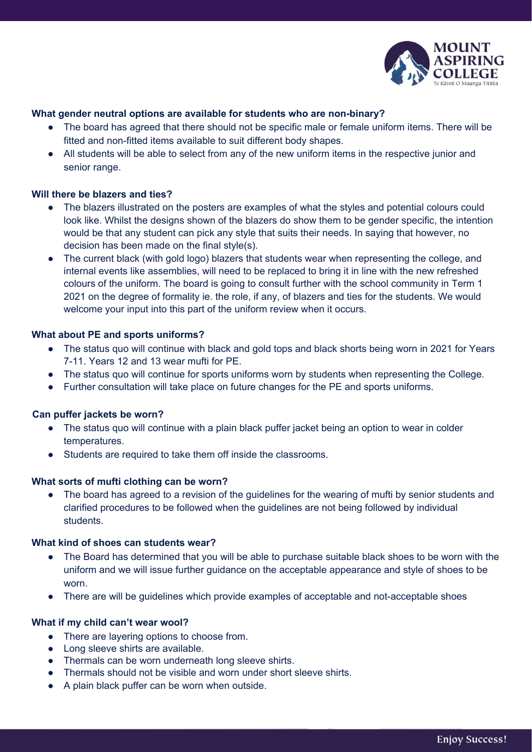**What gender neutral options are available for students who are non-binary?**

- The board has agreed that there should not be specific male or female uniform items. There will be fitted and non-fitted items available to suit different body shapes.
- All students will be able to select from any of the new uniform items in the respective junior and senior range.

**Will there be blazers and ties?**

- The blazers illustrated on the posters are examples of what the styles and potential colours could look like. Whilst the designs shown of the blazers do show them to be gender specific, the intention would be that any student can pick any style that suits their needs. In saying that however, no decision has been made on the final style(s).
- The current black (with gold logo) blazers that students wear when representing the college, and internal events like assemblies, will need to be replaced to bring it in line with the new refreshed colours of the uniform. The board is going to consult further with the school community in Term 1 2021 on the degree of formality ie. the role, if any, of blazers and ties for the students. We would welcome your input into this part of the uniform review when it occurs.

**What about PE and sports uniforms?**

- The status quo will continue with black and gold tops and black shorts being worn in 2021 for Years 7-11. Years 12 and 13 wear mufti for PE.
- The status quo will continue for sports uniforms worn by students when representing the College.
- Further consultation will take place on future changes for the PE and sports uniforms.

**Can puffer jackets be worn?**

- The status quo will continue with a plain black puffer jacket being an option to wear in colder temperatures.
- Students are required to take them off inside the classrooms.

**What sorts of mufti clothing can be worn?**

- The board has agreed to a revision of the guidelines for the wearing of mufti by senior students and clarified procedures to be followed when the guidelines are not being followed by individual students.

**What kind of shoes can students wear?**

- The Board has determined that you will be able to purchase suitable black shoes to be worn with the uniform and we will issue further guidance on the acceptable appearance and style of shoes to be worn.
- There are will be guidelines which provide examples of acceptable and not-acceptable shoes

**What if my child can't wear wool?**

- There are layering options to choose from.
- Long sleeve shirts are available.
- Thermals can be worn underneath long sleeve shirts.
- Thermals should not be visible and worn under short sleeve shirts.
- A plain black puffer can be worn when outside.